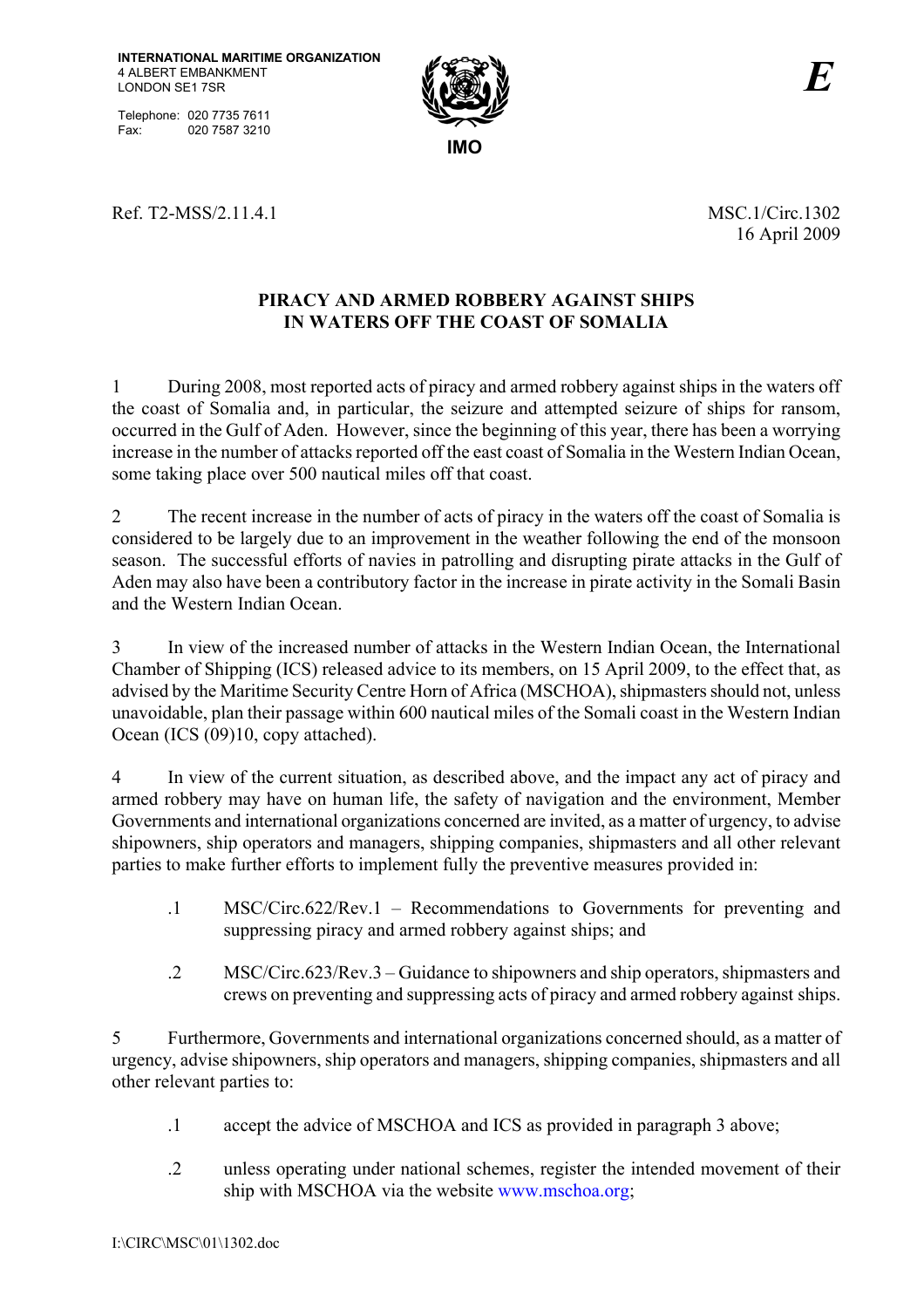INTERNATIONAL MARITIME ORGANIZATION
4 ALBERT EMBANKMENT
LONDON SE1 7SR

Telephone: 020 7735 7611
Fax: 020 7587 3210

IMO

*E*

Ref. T2-MSS/2.11.4.1

MSC.1/Circ.1302
16 April 2009

## PIRACY AND ARMED ROBBERY AGAINST SHIPS IN WATERS OFF THE COAST OF SOMALIA

1 During 2008, most reported acts of piracy and armed robbery against ships in the waters off the coast of Somalia and, in particular, the seizure and attempted seizure of ships for ransom, occurred in the Gulf of Aden. However, since the beginning of this year, there has been a worrying increase in the number of attacks reported off the east coast of Somalia in the Western Indian Ocean, some taking place over 500 nautical miles off that coast.

2 The recent increase in the number of acts of piracy in the waters off the coast of Somalia is considered to be largely due to an improvement in the weather following the end of the monsoon season. The successful efforts of navies in patrolling and disrupting pirate attacks in the Gulf of Aden may also have been a contributory factor in the increase in pirate activity in the Somali Basin and the Western Indian Ocean.

3 In view of the increased number of attacks in the Western Indian Ocean, the International Chamber of Shipping (ICS) released advice to its members, on 15 April 2009, to the effect that, as advised by the Maritime Security Centre Horn of Africa (MSCHOA), shipmasters should not, unless unavoidable, plan their passage within 600 nautical miles of the Somali coast in the Western Indian Ocean (ICS (09)10, copy attached).

4 In view of the current situation, as described above, and the impact any act of piracy and armed robbery may have on human life, the safety of navigation and the environment, Member Governments and international organizations concerned are invited, as a matter of urgency, to advise shipowners, ship operators and managers, shipping companies, shipmasters and all other relevant parties to make further efforts to implement fully the preventive measures provided in:

.1 MSC/Circ.622/Rev.1 – Recommendations to Governments for preventing and suppressing piracy and armed robbery against ships; and

.2 MSC/Circ.623/Rev.3 – Guidance to shipowners and ship operators, shipmasters and crews on preventing and suppressing acts of piracy and armed robbery against ships.

5 Furthermore, Governments and international organizations concerned should, as a matter of urgency, advise shipowners, ship operators and managers, shipping companies, shipmasters and all other relevant parties to:

.1 accept the advice of MSCHOA and ICS as provided in paragraph 3 above;

.2 unless operating under national schemes, register the intended movement of their ship with MSCHOA via the website www.mschoa.org;

I:\CIRC\MSC\01\1302.doc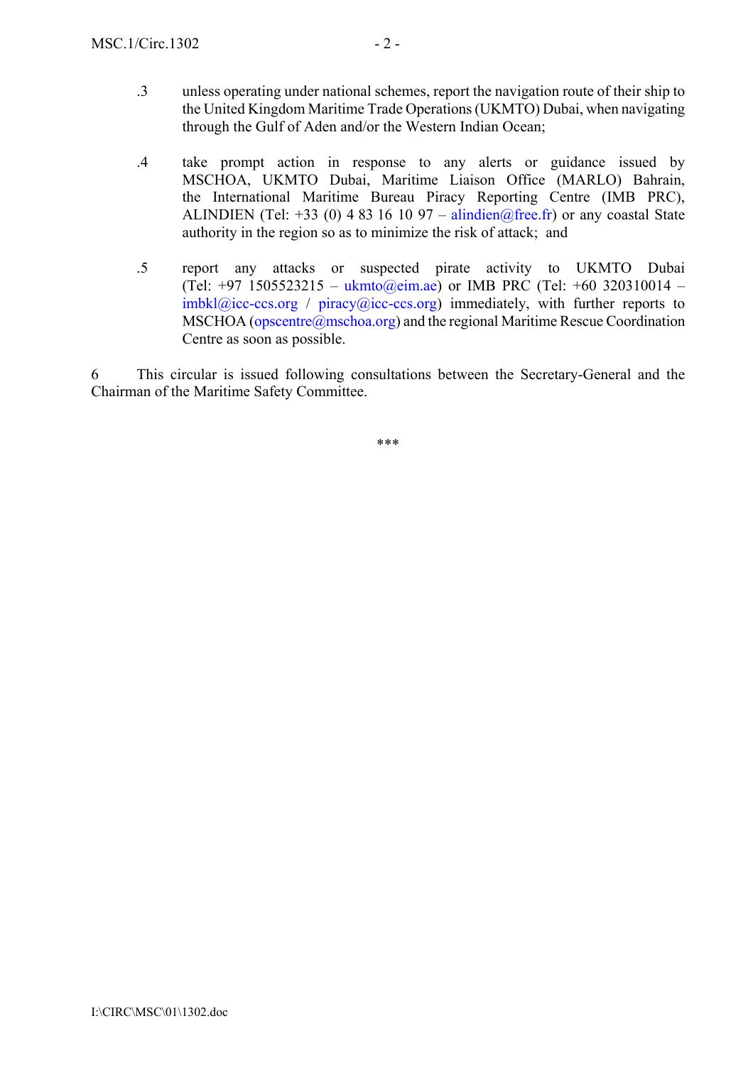.3 unless operating under national schemes, report the navigation route of their ship to the United Kingdom Maritime Trade Operations (UKMTO) Dubai, when navigating through the Gulf of Aden and/or the Western Indian Ocean;

.4 take prompt action in response to any alerts or guidance issued by MSCHOA, UKMTO Dubai, Maritime Liaison Office (MARLO) Bahrain, the International Maritime Bureau Piracy Reporting Centre (IMB PRC), ALINDIEN (Tel: +33 (0) 4 83 16 10 97 – alindien@free.fr) or any coastal State authority in the region so as to minimize the risk of attack; and

.5 report any attacks or suspected pirate activity to UKMTO Dubai (Tel: +97 1505523215 – ukmto@eim.ae) or IMB PRC (Tel: +60 320310014 – imbkl@icc-ccs.org / piracy@icc-ccs.org) immediately, with further reports to MSCHOA (opscentre@mschoa.org) and the regional Maritime Rescue Coordination Centre as soon as possible.

6 This circular is issued following consultations between the Secretary-General and the Chairman of the Maritime Safety Committee.

***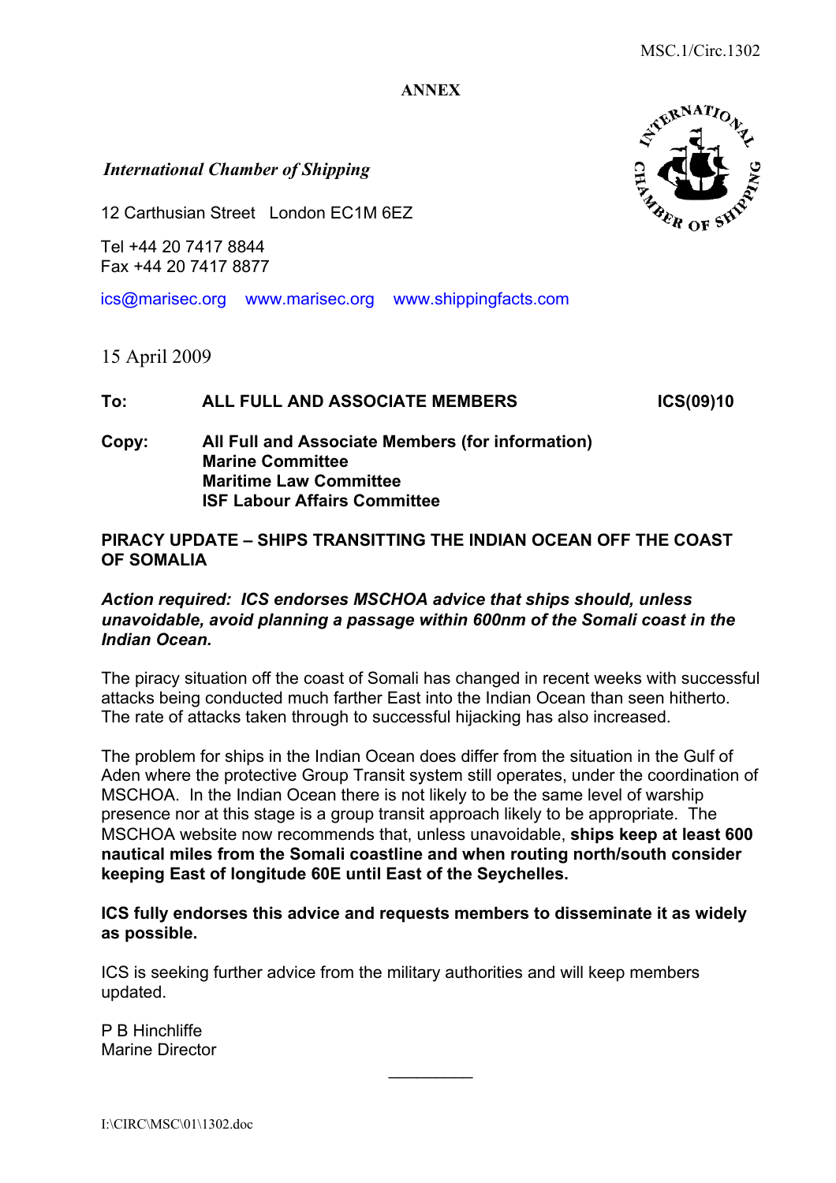**ANNEX**

*International Chamber of Shipping*

12 Carthusian Street London EC1M 6EZ

Tel +44 20 7417 8844
Fax +44 20 7417 8877

ics@marisec.org www.marisec.org www.shippingfacts.com

15 April 2009

| | | |
|---|---|---|
| **To:** | **ALL FULL AND ASSOCIATE MEMBERS** | **ICS(09)10** |
| **Copy:** | **All Full and Associate Members (for information)**<br>**Marine Committee**<br>**Maritime Law Committee**<br>**ISF Labour Affairs Committee** | |

**PIRACY UPDATE – SHIPS TRANSITTING THE INDIAN OCEAN OFF THE COAST OF SOMALIA**

***Action required: ICS endorses MSCHOA advice that ships should, unless unavoidable, avoid planning a passage within 600nm of the Somali coast in the Indian Ocean.***

The piracy situation off the coast of Somali has changed in recent weeks with successful attacks being conducted much farther East into the Indian Ocean than seen hitherto. The rate of attacks taken through to successful hijacking has also increased.

The problem for ships in the Indian Ocean does differ from the situation in the Gulf of Aden where the protective Group Transit system still operates, under the coordination of MSCHOA. In the Indian Ocean there is not likely to be the same level of warship presence nor at this stage is a group transit approach likely to be appropriate. The MSCHOA website now recommends that, unless unavoidable, **ships keep at least 600 nautical miles from the Somali coastline and when routing north/south consider keeping East of longitude 60E until East of the Seychelles.**

**ICS fully endorses this advice and requests members to disseminate it as widely as possible.**

ICS is seeking further advice from the military authorities and will keep members updated.

P B Hinchliffe
Marine Director

___________